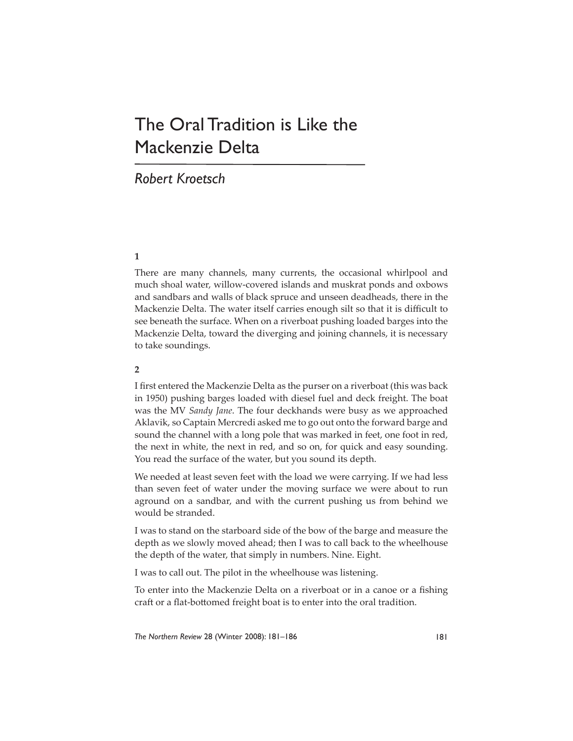# The Oral Tradition is Like the Mackenzie Delta

## *Robert Kroetsch*

**1**

There are many channels, many currents, the occasional whirlpool and much shoal water, willow-covered islands and muskrat ponds and oxbows and sandbars and walls of black spruce and unseen deadheads, there in the Mackenzie Delta. The water itself carries enough silt so that it is difficult to see beneath the surface. When on a riverboat pushing loaded barges into the Mackenzie Delta, toward the diverging and joining channels, it is necessary to take soundings.

**2**

I first entered the Mackenzie Delta as the purser on a riverboat (this was back in 1950) pushing barges loaded with diesel fuel and deck freight. The boat was the MV *Sandy Jane*. The four deckhands were busy as we approached Aklavik, so Captain Mercredi asked me to go out onto the forward barge and sound the channel with a long pole that was marked in feet, one foot in red, the next in white, the next in red, and so on, for quick and easy sounding. You read the surface of the water, but you sound its depth.

We needed at least seven feet with the load we were carrying. If we had less than seven feet of water under the moving surface we were about to run aground on a sandbar, and with the current pushing us from behind we would be stranded.

I was to stand on the starboard side of the bow of the barge and measure the depth as we slowly moved ahead; then I was to call back to the wheelhouse the depth of the water, that simply in numbers. Nine. Eight.

I was to call out. The pilot in the wheelhouse was listening.

To enter into the Mackenzie Delta on a riverboat or in a canoe or a fishing craft or a flat-bottomed freight boat is to enter into the oral tradition.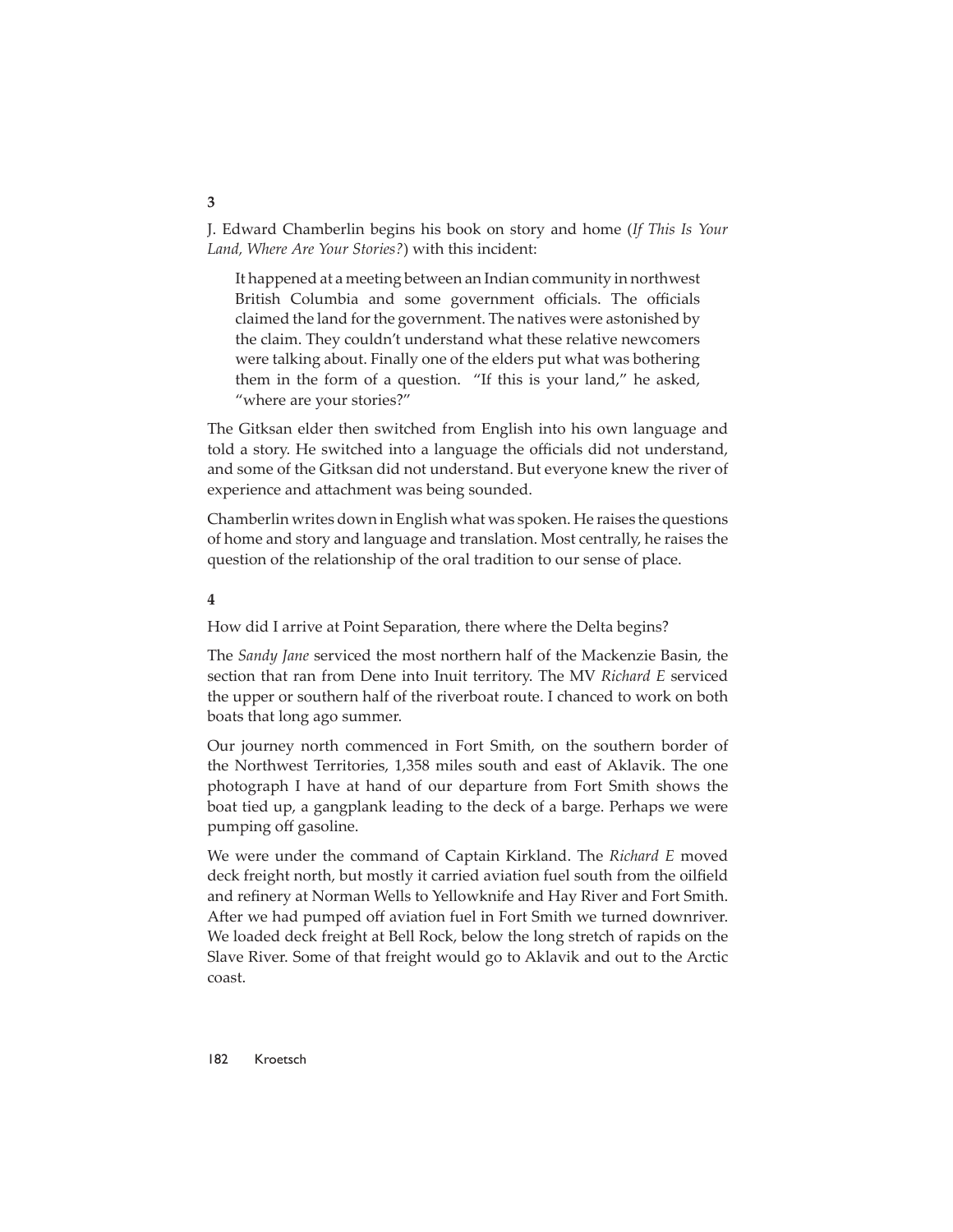**3**

J. Edward Chamberlin begins his book on story and home (*If This Is Your Land, Where Are Your Stories?*) with this incident:

> It happened at a meeting between an Indian community in northwest British Columbia and some government officials. The officials claimed the land for the government. The natives were astonished by the claim. They couldn't understand what these relative newcomers were talking about. Finally one of the elders put what was bothering them in the form of a question. "If this is your land," he asked, "where are your stories?"

The Gitksan elder then switched from English into his own language and told a story. He switched into a language the officials did not understand, and some of the Gitksan did not understand. But everyone knew the river of experience and attachment was being sounded.

Chamberlin writes down in English what was spoken. He raises the questions of home and story and language and translation. Most centrally, he raises the question of the relationship of the oral tradition to our sense of place.

**4**

How did I arrive at Point Separation, there where the Delta begins?

The *Sandy Jane* serviced the most northern half of the Mackenzie Basin, the section that ran from Dene into Inuit territory. The MV *Richard E* serviced the upper or southern half of the riverboat route. I chanced to work on both boats that long ago summer.

Our journey north commenced in Fort Smith, on the southern border of the Northwest Territories, 1,358 miles south and east of Aklavik. The one photograph I have at hand of our departure from Fort Smith shows the boat tied up, a gangplank leading to the deck of a barge. Perhaps we were pumping off gasoline.

We were under the command of Captain Kirkland. The *Richard E* moved deck freight north, but mostly it carried aviation fuel south from the oilfield and refinery at Norman Wells to Yellowknife and Hay River and Fort Smith. After we had pumped off aviation fuel in Fort Smith we turned downriver. We loaded deck freight at Bell Rock, below the long stretch of rapids on the Slave River. Some of that freight would go to Aklavik and out to the Arctic coast.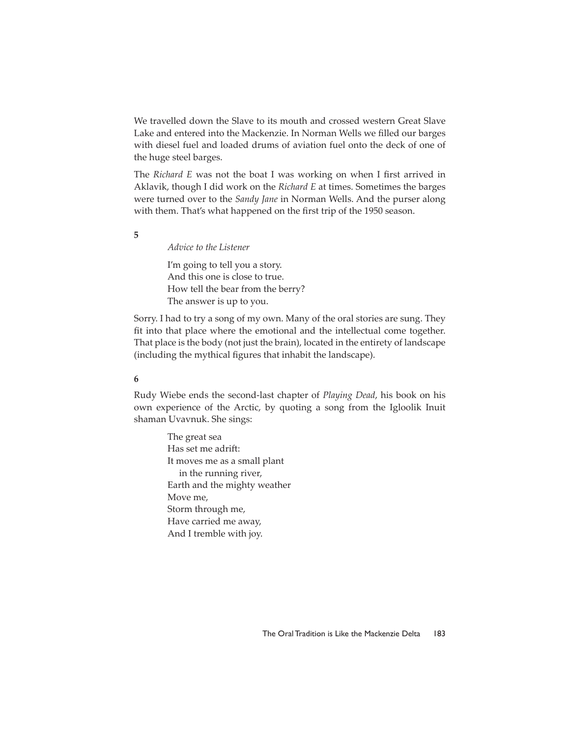We travelled down the Slave to its mouth and crossed western Great Slave Lake and entered into the Mackenzie. In Norman Wells we filled our barges with diesel fuel and loaded drums of aviation fuel onto the deck of one of the huge steel barges.

The *Richard E* was not the boat I was working on when I first arrived in Aklavik, though I did work on the *Richard E* at times. Sometimes the barges were turned over to the *Sandy Jane* in Norman Wells. And the purser along with them. That's what happened on the first trip of the 1950 season.

**5**

> *Advice to the Listener*
>
> I'm going to tell you a story.  
> And this one is close to true.  
> How tell the bear from the berry?  
> The answer is up to you.

Sorry. I had to try a song of my own. Many of the oral stories are sung. They fit into that place where the emotional and the intellectual come together. That place is the body (not just the brain), located in the entirety of landscape (including the mythical figures that inhabit the landscape).

**6**

Rudy Wiebe ends the second-last chapter of *Playing Dead*, his book on his own experience of the Arctic, by quoting a song from the Igloolik Inuit shaman Uvavnuk. She sings:

> The great sea  
> Has set me adrift:  
> It moves me as a small plant  
> &nbsp;&nbsp;&nbsp;&nbsp;in the running river,  
> Earth and the mighty weather  
> Move me,  
> Storm through me,  
> Have carried me away,  
> And I tremble with joy.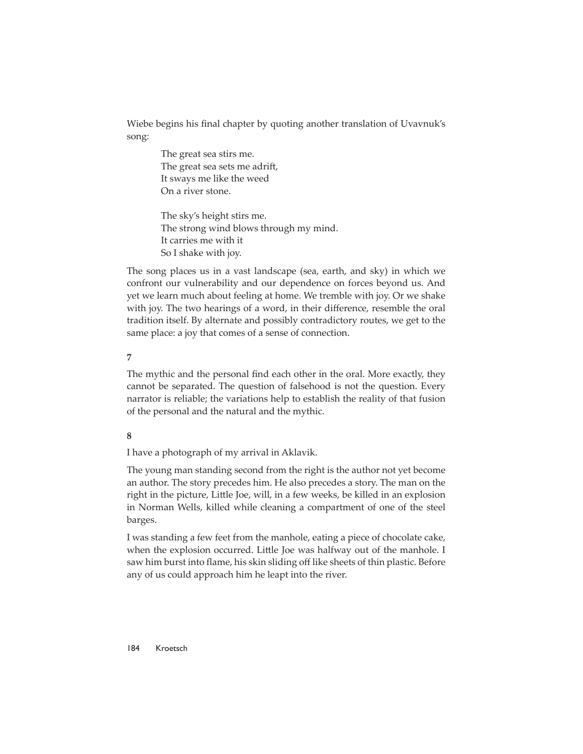Wiebe begins his final chapter by quoting another translation of Uvavnuk's song:

> The great sea stirs me.
> The great sea sets me adrift,
> It sways me like the weed
> On a river stone.
>
> The sky's height stirs me.
> The strong wind blows through my mind.
> It carries me with it
> So I shake with joy.

The song places us in a vast landscape (sea, earth, and sky) in which we confront our vulnerability and our dependence on forces beyond us. And yet we learn much about feeling at home. We tremble with joy. Or we shake with joy. The two hearings of a word, in their difference, resemble the oral tradition itself. By alternate and possibly contradictory routes, we get to the same place: a joy that comes of a sense of connection.

## 7

The mythic and the personal find each other in the oral. More exactly, they cannot be separated. The question of falsehood is not the question. Every narrator is reliable; the variations help to establish the reality of that fusion of the personal and the natural and the mythic.

## 8

I have a photograph of my arrival in Aklavik.

The young man standing second from the right is the author not yet become an author. The story precedes him. He also precedes a story. The man on the right in the picture, Little Joe, will, in a few weeks, be killed in an explosion in Norman Wells, killed while cleaning a compartment of one of the steel barges.

I was standing a few feet from the manhole, eating a piece of chocolate cake, when the explosion occurred. Little Joe was halfway out of the manhole. I saw him burst into flame, his skin sliding off like sheets of thin plastic. Before any of us could approach him he leapt into the river.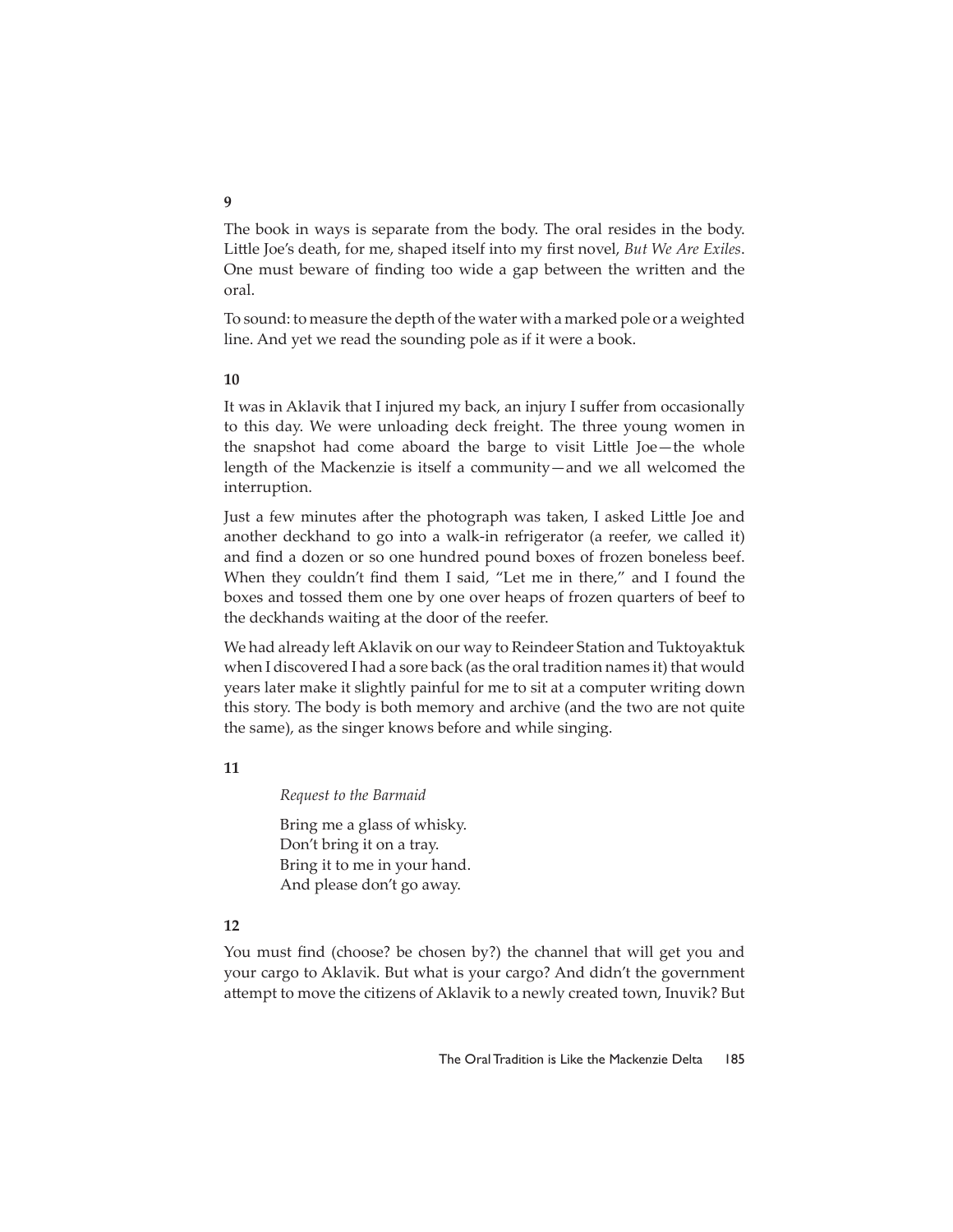**9**

The book in ways is separate from the body. The oral resides in the body. Little Joe's death, for me, shaped itself into my first novel, *But We Are Exiles*. One must beware of finding too wide a gap between the written and the oral.

To sound: to measure the depth of the water with a marked pole or a weighted line. And yet we read the sounding pole as if it were a book.

**10**

It was in Aklavik that I injured my back, an injury I suffer from occasionally to this day. We were unloading deck freight. The three young women in the snapshot had come aboard the barge to visit Little Joe—the whole length of the Mackenzie is itself a community—and we all welcomed the interruption.

Just a few minutes after the photograph was taken, I asked Little Joe and another deckhand to go into a walk-in refrigerator (a reefer, we called it) and find a dozen or so one hundred pound boxes of frozen boneless beef. When they couldn't find them I said, "Let me in there," and I found the boxes and tossed them one by one over heaps of frozen quarters of beef to the deckhands waiting at the door of the reefer.

We had already left Aklavik on our way to Reindeer Station and Tuktoyaktuk when I discovered I had a sore back (as the oral tradition names it) that would years later make it slightly painful for me to sit at a computer writing down this story. The body is both memory and archive (and the two are not quite the same), as the singer knows before and while singing.

**11**

*Request to the Barmaid*

Bring me a glass of whisky.  
Don't bring it on a tray.  
Bring it to me in your hand.  
And please don't go away.

**12**

You must find (choose? be chosen by?) the channel that will get you and your cargo to Aklavik. But what is your cargo? And didn't the government attempt to move the citizens of Aklavik to a newly created town, Inuvik? But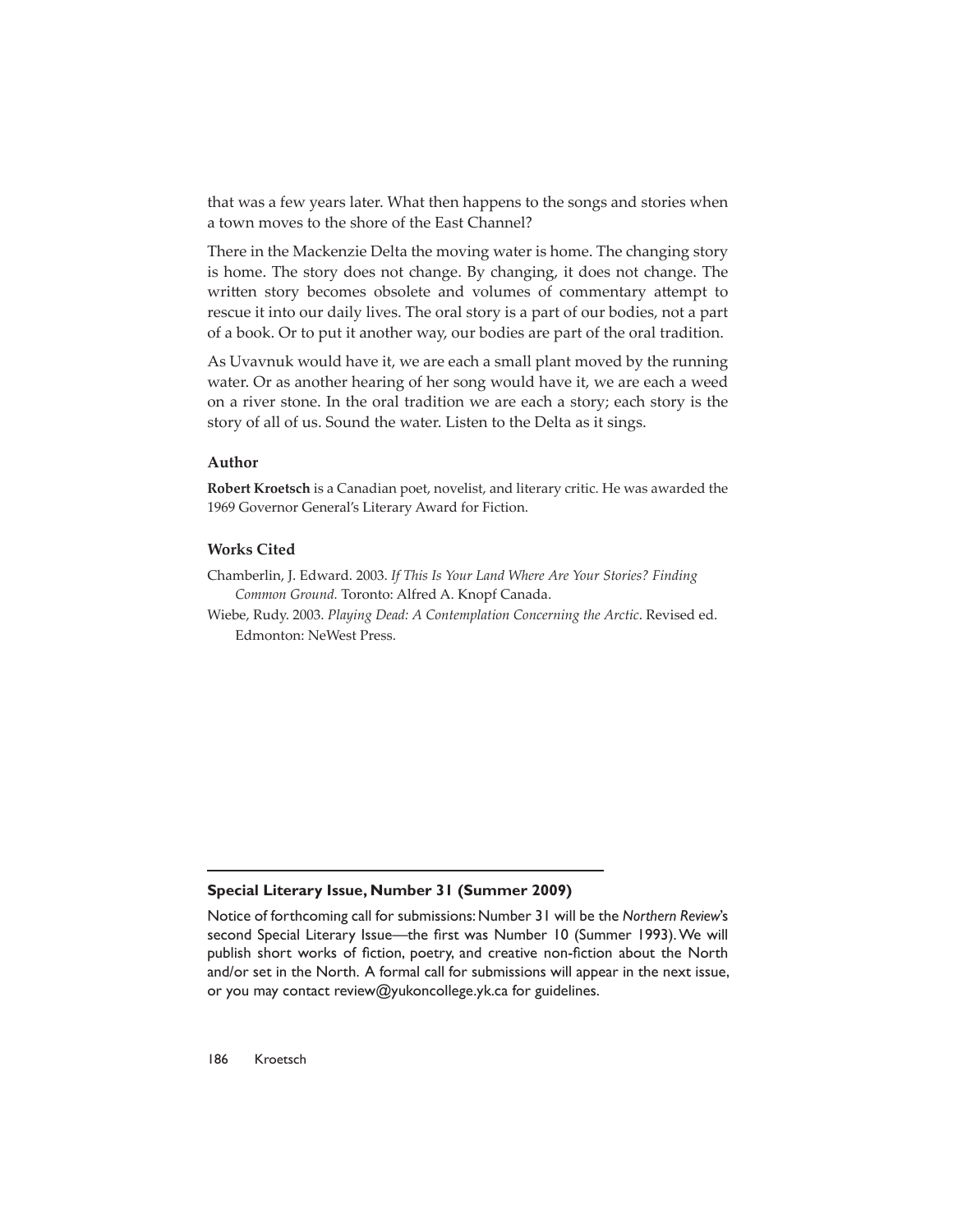that was a few years later. What then happens to the songs and stories when a town moves to the shore of the East Channel?

There in the Mackenzie Delta the moving water is home. The changing story is home. The story does not change. By changing, it does not change. The written story becomes obsolete and volumes of commentary attempt to rescue it into our daily lives. The oral story is a part of our bodies, not a part of a book. Or to put it another way, our bodies are part of the oral tradition.

As Uvavnuk would have it, we are each a small plant moved by the running water. Or as another hearing of her song would have it, we are each a weed on a river stone. In the oral tradition we are each a story; each story is the story of all of us. Sound the water. Listen to the Delta as it sings.

### Author

**Robert Kroetsch** is a Canadian poet, novelist, and literary critic. He was awarded the 1969 Governor General's Literary Award for Fiction.

### Works Cited

Chamberlin, J. Edward. 2003. *If This Is Your Land Where Are Your Stories? Finding Common Ground.* Toronto: Alfred A. Knopf Canada.

Wiebe, Rudy. 2003. *Playing Dead: A Contemplation Concerning the Arctic*. Revised ed. Edmonton: NeWest Press.

---

**Special Literary Issue, Number 31 (Summer 2009)**

Notice of forthcoming call for submissions: Number 31 will be the *Northern Review*'s second Special Literary Issue—the first was Number 10 (Summer 1993). We will publish short works of fiction, poetry, and creative non-fiction about the North and/or set in the North. A formal call for submissions will appear in the next issue, or you may contact review@yukoncollege.yk.ca for guidelines.